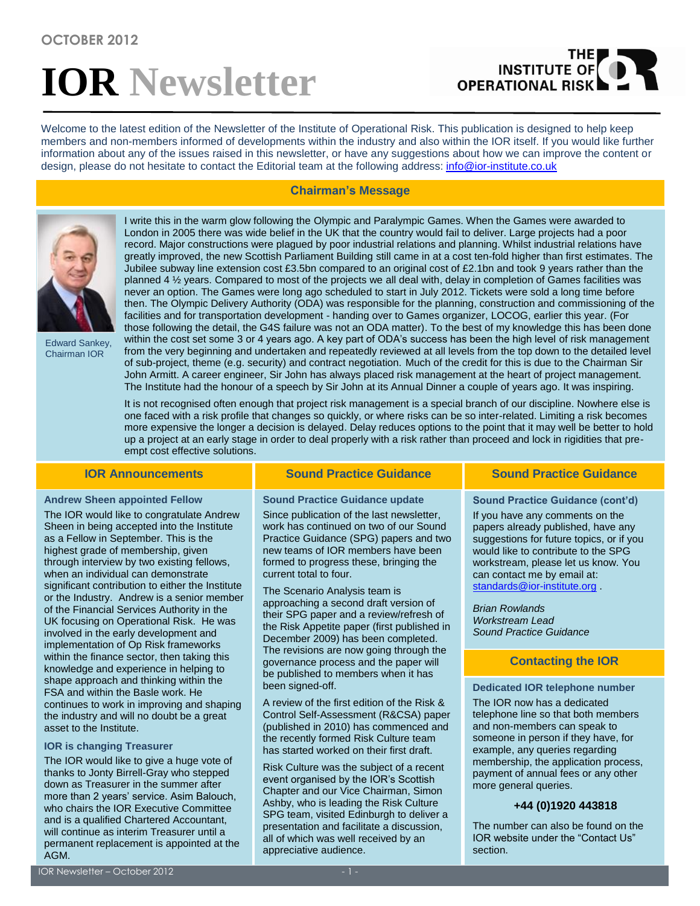OCTOBER 2012

# IOR Newsletter

Welcome to the latest edition of the Newsletter of the Institute of Operational Risk. This publication is designed to help keep members and non-members informed of developments within the industry and also within the IOR itself. If you would like further information about any of the issues raised in this newsletter, or have any suggestions about how we can improve the content or design, please do not hesitate to contact the Editorial team at the following address: info@ior-institute.co.uk

## Chairman's Message

Edward Sankey, Chairman IOR

I write this in the warm glow following the Olympic and Paralympic Games. When the Games were awarded to London in 2005 there was wide belief in the UK that the country would fail to deliver. Large projects had a poor record. Major constructions were plagued by poor industrial relations and planning. Whilst industrial relations have greatly improved, the new Scottish Parliament Building still came in at a cost ten-fold higher than first estimates. The Jubilee subway line extension cost £3.5bn compared to an original cost of £2.1bn and took 9 years rather than the planned 4 ½ years. Compared to most of the projects we all deal with, delay in completion of Games facilities was never an option. The Games were long ago scheduled to start in July 2012. Tickets were sold a long time before then. The Olympic Delivery Authority (ODA) was responsible for the planning, construction and commissioning of the facilities and for transportation development - handing over to Games organizer, LOCOG, earlier this year. (For those following the detail, the G4S failure was not an ODA matter). To the best of my knowledge this has been done within the cost set some 3 or 4 years ago. A key part of ODA's success has been the high level of risk management from the very beginning and undertaken and repeatedly reviewed at all levels from the top down to the detailed level of sub-project, theme (e.g. security) and contract negotiation. Much of the credit for this is due to the Chairman Sir John Armitt. A career engineer, Sir John has always placed risk management at the heart of project management. The Institute had the honour of a speech by Sir John at its Annual Dinner a couple of years ago. It was inspiring.

It is not recognised often enough that project risk management is a special branch of our discipline. Nowhere else is one faced with a risk profile that changes so quickly, or where risks can be so inter-related. Limiting a risk becomes more expensive the longer a decision is delayed. Delay reduces options to the point that it may well be better to hold up a project at an early stage in order to deal properly with a risk rather than proceed and lock in rigidities that pre-empt cost effective solutions.

## IOR Announcements

### Andrew Sheen appointed Fellow

The IOR would like to congratulate Andrew Sheen in being accepted into the Institute as a Fellow in September. This is the highest grade of membership, given through interview by two existing fellows, when an individual can demonstrate significant contribution to either the Institute or the Industry. Andrew is a senior member of the Financial Services Authority in the UK focusing on Operational Risk. He was involved in the early development and implementation of Op Risk frameworks within the finance sector, then taking this knowledge and experience in helping to shape approach and thinking within the FSA and within the Basle work. He continues to work in improving and shaping the industry and will no doubt be a great asset to the Institute.

### IOR is changing Treasurer

The IOR would like to give a huge vote of thanks to Jonty Birrell-Gray who stepped down as Treasurer in the summer after more than 2 years' service. Asim Balouch, who chairs the IOR Executive Committee and is a qualified Chartered Accountant, will continue as interim Treasurer until a permanent replacement is appointed at the AGM.

## Sound Practice Guidance

### Sound Practice Guidance update

Since publication of the last newsletter, work has continued on two of our Sound Practice Guidance (SPG) papers and two new teams of IOR members have been formed to progress these, bringing the current total to four.

The Scenario Analysis team is approaching a second draft version of their SPG paper and a review/refresh of the Risk Appetite paper (first published in December 2009) has been completed. The revisions are now going through the governance process and the paper will be published to members when it has been signed-off.

A review of the first edition of the Risk & Control Self-Assessment (R&CSA) paper (published in 2010) has commenced and the recently formed Risk Culture team has started worked on their first draft.

Risk Culture was the subject of a recent event organised by the IOR's Scottish Chapter and our Vice Chairman, Simon Ashby, who is leading the Risk Culture SPG team, visited Edinburgh to deliver a presentation and facilitate a discussion, all of which was well received by an appreciative audience.

### Sound Practice Guidance (cont'd)

If you have any comments on the papers already published, have any suggestions for future topics, or if you would like to contribute to the SPG workstream, please let us know. You can contact me by email at: standards@ior-institute.org .

*Brian Rowlands*
*Workstream Lead*
*Sound Practice Guidance*

## Contacting the IOR

### Dedicated IOR telephone number

The IOR now has a dedicated telephone line so that both members and non-members can speak to someone in person if they have, for example, any queries regarding membership, the application process, payment of annual fees or any other more general queries.

**+44 (0)1920 443818**

The number can also be found on the IOR website under the "Contact Us" section.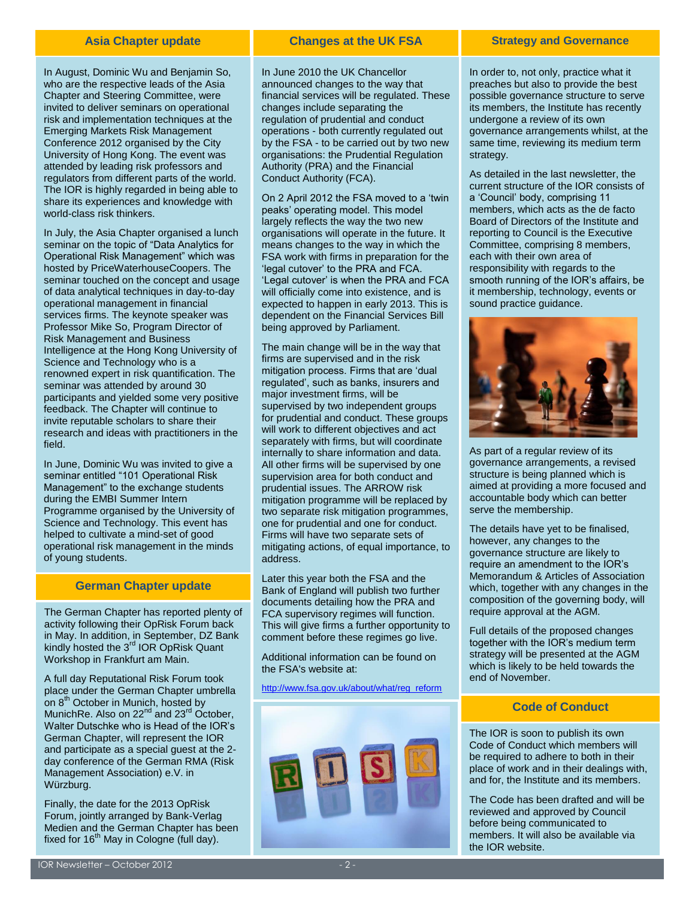## Asia Chapter update

In August, Dominic Wu and Benjamin So, who are the respective leads of the Asia Chapter and Steering Committee, were invited to deliver seminars on operational risk and implementation techniques at the Emerging Markets Risk Management Conference 2012 organised by the City University of Hong Kong. The event was attended by leading risk professors and regulators from different parts of the world. The IOR is highly regarded in being able to share its experiences and knowledge with world-class risk thinkers.

In July, the Asia Chapter organised a lunch seminar on the topic of "Data Analytics for Operational Risk Management" which was hosted by PriceWaterhouseCoopers. The seminar touched on the concept and usage of data analytical techniques in day-to-day operational management in financial services firms. The keynote speaker was Professor Mike So, Program Director of Risk Management and Business Intelligence at the Hong Kong University of Science and Technology who is a renowned expert in risk quantification. The seminar was attended by around 30 participants and yielded some very positive feedback. The Chapter will continue to invite reputable scholars to share their research and ideas with practitioners in the field.

In June, Dominic Wu was invited to give a seminar entitled "101 Operational Risk Management" to the exchange students during the EMBI Summer Intern Programme organised by the University of Science and Technology. This event has helped to cultivate a mind-set of good operational risk management in the minds of young students.

## German Chapter update

The German Chapter has reported plenty of activity following their OpRisk Forum back in May. In addition, in September, DZ Bank kindly hosted the 3rd IOR OpRisk Quant Workshop in Frankfurt am Main.

A full day Reputational Risk Forum took place under the German Chapter umbrella on 8th October in Munich, hosted by MunichRe. Also on 22nd and 23rd October, Walter Dutschke who is Head of the IOR's German Chapter, will represent the IOR and participate as a special guest at the 2-day conference of the German RMA (Risk Management Association) e.V. in Würzburg.

Finally, the date for the 2013 OpRisk Forum, jointly arranged by Bank-Verlag Medien and the German Chapter has been fixed for 16th May in Cologne (full day).

## Changes at the UK FSA

In June 2010 the UK Chancellor announced changes to the way that financial services will be regulated. These changes include separating the regulation of prudential and conduct operations - both currently regulated out by the FSA - to be carried out by two new organisations: the Prudential Regulation Authority (PRA) and the Financial Conduct Authority (FCA).

On 2 April 2012 the FSA moved to a 'twin peaks' operating model. This model largely reflects the way the two new organisations will operate in the future. It means changes to the way in which the FSA work with firms in preparation for the 'legal cutover' to the PRA and FCA. 'Legal cutover' is when the PRA and FCA will officially come into existence, and is expected to happen in early 2013. This is dependent on the Financial Services Bill being approved by Parliament.

The main change will be in the way that firms are supervised and in the risk mitigation process. Firms that are 'dual regulated', such as banks, insurers and major investment firms, will be supervised by two independent groups for prudential and conduct. These groups will work to different objectives and act separately with firms, but will coordinate internally to share information and data. All other firms will be supervised by one supervision area for both conduct and prudential issues. The ARROW risk mitigation programme will be replaced by two separate risk mitigation programmes, one for prudential and one for conduct. Firms will have two separate sets of mitigating actions, of equal importance, to address.

Later this year both the FSA and the Bank of England will publish two further documents detailing how the PRA and FCA supervisory regimes will function. This will give firms a further opportunity to comment before these regimes go live.

Additional information can be found on the FSA's website at:

http://www.fsa.gov.uk/about/what/reg_reform

## Strategy and Governance

In order to, not only, practice what it preaches but also to provide the best possible governance structure to serve its members, the Institute has recently undergone a review of its own governance arrangements whilst, at the same time, reviewing its medium term strategy.

As detailed in the last newsletter, the current structure of the IOR consists of a 'Council' body, comprising 11 members, which acts as the de facto Board of Directors of the Institute and reporting to Council is the Executive Committee, comprising 8 members, each with their own area of responsibility with regards to the smooth running of the IOR's affairs, be it membership, technology, events or sound practice guidance.

As part of a regular review of its governance arrangements, a revised structure is being planned which is aimed at providing a more focused and accountable body which can better serve the membership.

The details have yet to be finalised, however, any changes to the governance structure are likely to require an amendment to the IOR's Memorandum & Articles of Association which, together with any changes in the composition of the governing body, will require approval at the AGM.

Full details of the proposed changes together with the IOR's medium term strategy will be presented at the AGM which is likely to be held towards the end of November.

## Code of Conduct

The IOR is soon to publish its own Code of Conduct which members will be required to adhere to both in their place of work and in their dealings with, and for, the Institute and its members.

The Code has been drafted and will be reviewed and approved by Council before being communicated to members. It will also be available via the IOR website.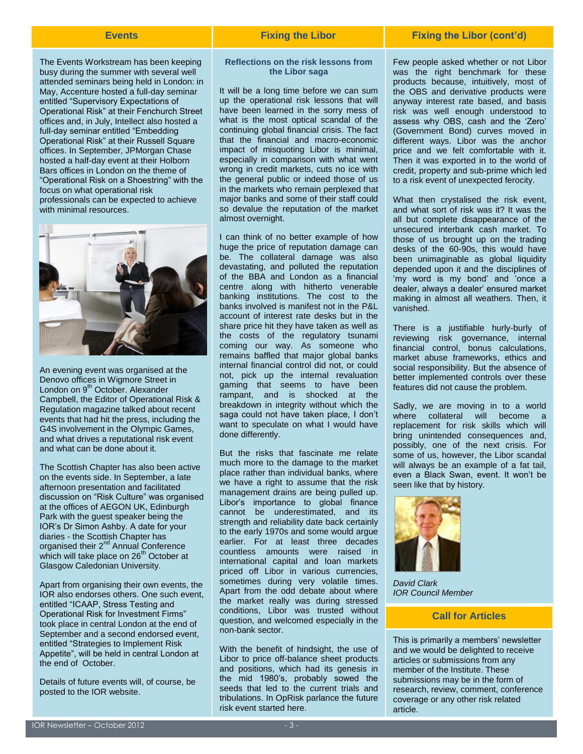## Events

The Events Workstream has been keeping busy during the summer with several well attended seminars being held in London: in May, Accenture hosted a full-day seminar entitled "Supervisory Expectations of Operational Risk" at their Fenchurch Street offices and, in July, Intellect also hosted a full-day seminar entitled "Embedding Operational Risk" at their Russell Square offices. In September, JPMorgan Chase hosted a half-day event at their Holborn Bars offices in London on the theme of "Operational Risk on a Shoestring" with the focus on what operational risk professionals can be expected to achieve with minimal resources.

An evening event was organised at the Denovo offices in Wigmore Street in London on 9th October. Alexander Campbell, the Editor of Operational Risk & Regulation magazine talked about recent events that had hit the press, including the G4S involvement in the Olympic Games, and what drives a reputational risk event and what can be done about it.

The Scottish Chapter has also been active on the events side. In September, a late afternoon presentation and facilitated discussion on "Risk Culture" was organised at the offices of AEGON UK, Edinburgh Park with the guest speaker being the IOR's Dr Simon Ashby. A date for your diaries - the Scottish Chapter has organised their 2nd Annual Conference which will take place on 26th October at Glasgow Caledonian University.

Apart from organising their own events, the IOR also endorses others. One such event, entitled "ICAAP, Stress Testing and Operational Risk for Investment Firms" took place in central London at the end of September and a second endorsed event, entitled "Strategies to Implement Risk Appetite", will be held in central London at the end of October.

Details of future events will, of course, be posted to the IOR website.

## Fixing the Libor

### Reflections on the risk lessons from the Libor saga

It will be a long time before we can sum up the operational risk lessons that will have been learned in the sorry mess of what is the most optical scandal of the continuing global financial crisis. The fact that the financial and macro-economic impact of misquoting Libor is minimal, especially in comparison with what went wrong in credit markets, cuts no ice with the general public or indeed those of us in the markets who remain perplexed that major banks and some of their staff could so devalue the reputation of the market almost overnight.

I can think of no better example of how huge the price of reputation damage can be. The collateral damage was also devastating, and polluted the reputation of the BBA and London as a financial centre along with hitherto venerable banking institutions. The cost to the banks involved is manifest not in the P&L account of interest rate desks but in the share price hit they have taken as well as the costs of the regulatory tsunami coming our way. As someone who remains baffled that major global banks internal financial control did not, or could not, pick up the internal revaluation gaming that seems to have been rampant, and is shocked at the breakdown in integrity without which the saga could not have taken place, I don't want to speculate on what I would have done differently.

But the risks that fascinate me relate much more to the damage to the market place rather than individual banks, where we have a right to assume that the risk management drains are being pulled up. Libor's importance to global finance cannot be underestimated, and its strength and reliability date back certainly to the early 1970s and some would argue earlier. For at least three decades countless amounts were raised in international capital and loan markets priced off Libor in various currencies, sometimes during very volatile times. Apart from the odd debate about where the market really was during stressed conditions, Libor was trusted without question, and welcomed especially in the non-bank sector.

With the benefit of hindsight, the use of Libor to price off-balance sheet products and positions, which had its genesis in the mid 1980's, probably sowed the seeds that led to the current trials and tribulations. In OpRisk parlance the future risk event started here.

## Fixing the Libor (cont'd)

Few people asked whether or not Libor was the right benchmark for these products because, intuitively, most of the OBS and derivative products were anyway interest rate based, and basis risk was well enough understood to assess why OBS, cash and the 'Zero' (Government Bond) curves moved in different ways. Libor was the anchor price and we felt comfortable with it. Then it was exported in to the world of credit, property and sub-prime which led to a risk event of unexpected ferocity.

What then crystalised the risk event, and what sort of risk was it? It was the all but complete disappearance of the unsecured interbank cash market. To those of us brought up on the trading desks of the 60-90s, this would have been unimaginable as global liquidity depended upon it and the disciplines of 'my word is my bond' and 'once a dealer, always a dealer' ensured market making in almost all weathers. Then, it vanished.

There is a justifiable hurly-burly of reviewing risk governance, internal financial control, bonus calculations, market abuse frameworks, ethics and social responsibility. But the absence of better implemented controls over these features did not cause the problem.

Sadly, we are moving in to a world where collateral will become a replacement for risk skills which will bring unintended consequences and, possibly, one of the next crisis. For some of us, however, the Libor scandal will always be an example of a fat tail, even a Black Swan, event. It won't be seen like that by history.

*David Clark*
*IOR Council Member*

## Call for Articles

This is primarily a members' newsletter and we would be delighted to receive articles or submissions from any member of the Institute. These submissions may be in the form of research, review, comment, conference coverage or any other risk related article.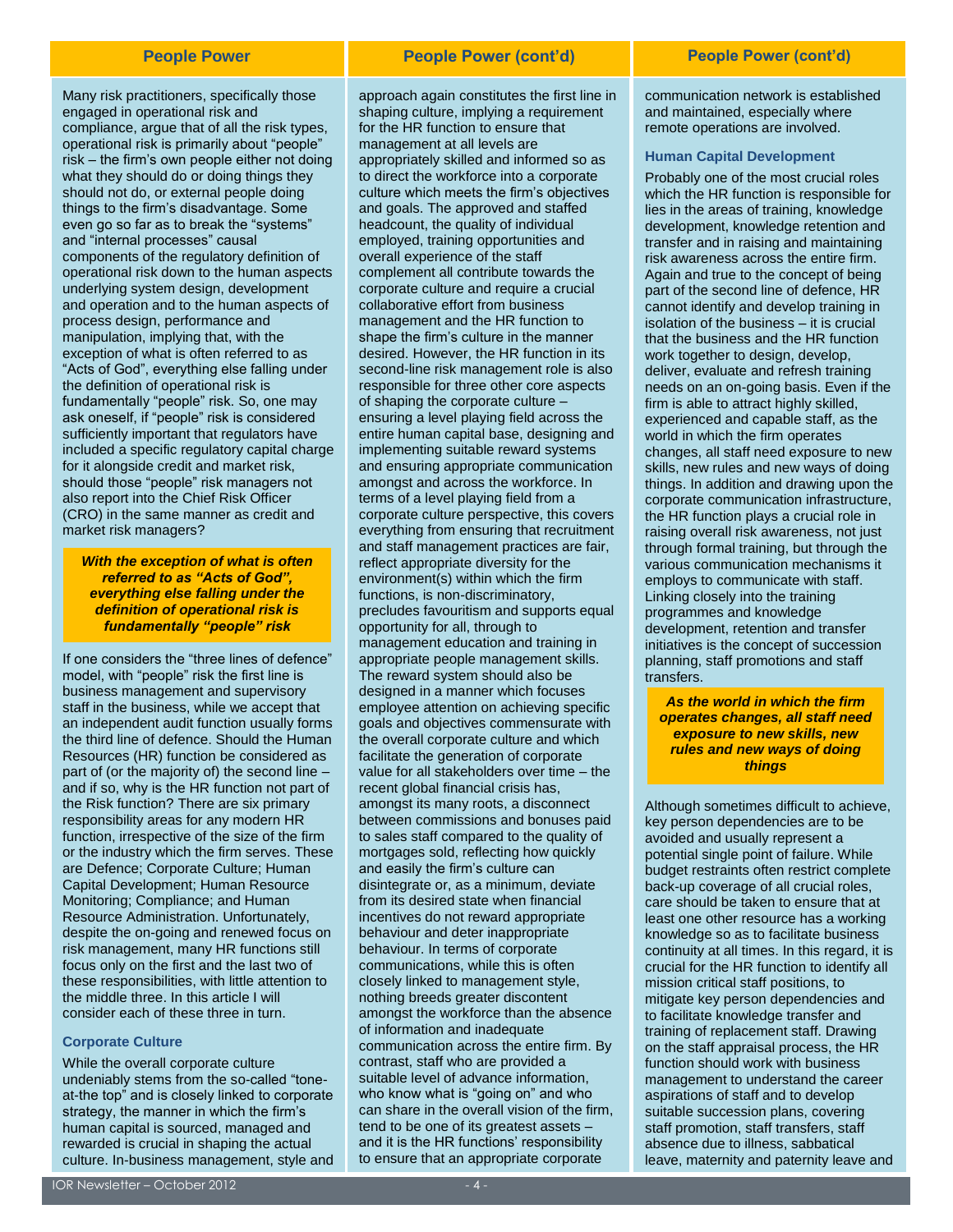## People Power

Many risk practitioners, specifically those engaged in operational risk and compliance, argue that of all the risk types, operational risk is primarily about "people" risk – the firm's own people either not doing what they should do or doing things they should not do, or external people doing things to the firm's disadvantage. Some even go so far as to break the "systems" and "internal processes" causal components of the regulatory definition of operational risk down to the human aspects underlying system design, development and operation and to the human aspects of process design, performance and manipulation, implying that, with the exception of what is often referred to as "Acts of God", everything else falling under the definition of operational risk is fundamentally "people" risk. So, one may ask oneself, if "people" risk is considered sufficiently important that regulators have included a specific regulatory capital charge for it alongside credit and market risk, should those "people" risk managers not also report into the Chief Risk Officer (CRO) in the same manner as credit and market risk managers?

> ***With the exception of what is often referred to as "Acts of God", everything else falling under the definition of operational risk is fundamentally "people" risk***

If one considers the "three lines of defence" model, with "people" risk the first line is business management and supervisory staff in the business, while we accept that an independent audit function usually forms the third line of defence. Should the Human Resources (HR) function be considered as part of (or the majority of) the second line – and if so, why is the HR function not part of the Risk function? There are six primary responsibility areas for any modern HR function, irrespective of the size of the firm or the industry which the firm serves. These are Defence; Corporate Culture; Human Capital Development; Human Resource Monitoring; Compliance; and Human Resource Administration. Unfortunately, despite the on-going and renewed focus on risk management, many HR functions still focus only on the first and the last two of these responsibilities, with little attention to the middle three. In this article I will consider each of these three in turn.

### Corporate Culture

While the overall corporate culture undeniably stems from the so-called "tone-at-the top" and is closely linked to corporate strategy, the manner in which the firm's human capital is sourced, managed and rewarded is crucial in shaping the actual culture. In-business management, style and approach again constitutes the first line in shaping culture, implying a requirement for the HR function to ensure that management at all levels are appropriately skilled and informed so as to direct the workforce into a corporate culture which meets the firm's objectives and goals. The approved and staffed headcount, the quality of individual employed, training opportunities and overall experience of the staff complement all contribute towards the corporate culture and require a crucial collaborative effort from business management and the HR function to shape the firm's culture in the manner desired. However, the HR function in its second-line risk management role is also responsible for three other core aspects of shaping the corporate culture – ensuring a level playing field across the entire human capital base, designing and implementing suitable reward systems and ensuring appropriate communication amongst and across the workforce. In terms of a level playing field from a corporate culture perspective, this covers everything from ensuring that recruitment and staff management practices are fair, reflect appropriate diversity for the environment(s) within which the firm functions, is non-discriminatory, precludes favouritism and supports equal opportunity for all, through to management education and training in appropriate people management skills. The reward system should also be designed in a manner which focuses employee attention on achieving specific goals and objectives commensurate with the overall corporate culture and which facilitate the generation of corporate value for all stakeholders over time – the recent global financial crisis has, amongst its many roots, a disconnect between commissions and bonuses paid to sales staff compared to the quality of mortgages sold, reflecting how quickly and easily the firm's culture can disintegrate or, as a minimum, deviate from its desired state when financial incentives do not reward appropriate behaviour and deter inappropriate behaviour. In terms of corporate communications, while this is often closely linked to management style, nothing breeds greater discontent amongst the workforce than the absence of information and inadequate communication across the entire firm. By contrast, staff who are provided a suitable level of advance information, who know what is "going on" and who can share in the overall vision of the firm, tend to be one of its greatest assets – and it is the HR functions' responsibility to ensure that an appropriate corporate communication network is established and maintained, especially where remote operations are involved.

### Human Capital Development

Probably one of the most crucial roles which the HR function is responsible for lies in the areas of training, knowledge development, knowledge retention and transfer and in raising and maintaining risk awareness across the entire firm. Again and true to the concept of being part of the second line of defence, HR cannot identify and develop training in isolation of the business – it is crucial that the business and the HR function work together to design, develop, deliver, evaluate and refresh training needs on an on-going basis. Even if the firm is able to attract highly skilled, experienced and capable staff, as the world in which the firm operates changes, all staff need exposure to new skills, new rules and new ways of doing things. In addition and drawing upon the corporate communication infrastructure, the HR function plays a crucial role in raising overall risk awareness, not just through formal training, but through the various communication mechanisms it employs to communicate with staff. Linking closely into the training programmes and knowledge development, retention and transfer initiatives is the concept of succession planning, staff promotions and staff transfers.

> ***As the world in which the firm operates changes, all staff need exposure to new skills, new rules and new ways of doing things***

Although sometimes difficult to achieve, key person dependencies are to be avoided and usually represent a potential single point of failure. While budget restraints often restrict complete back-up coverage of all crucial roles, care should be taken to ensure that at least one other resource has a working knowledge so as to facilitate business continuity at all times. In this regard, it is crucial for the HR function to identify all mission critical staff positions, to mitigate key person dependencies and to facilitate knowledge transfer and training of replacement staff. Drawing on the staff appraisal process, the HR function should work with business management to understand the career aspirations of staff and to develop suitable succession plans, covering staff promotion, staff transfers, staff absence due to illness, sabbatical leave, maternity and paternity leave and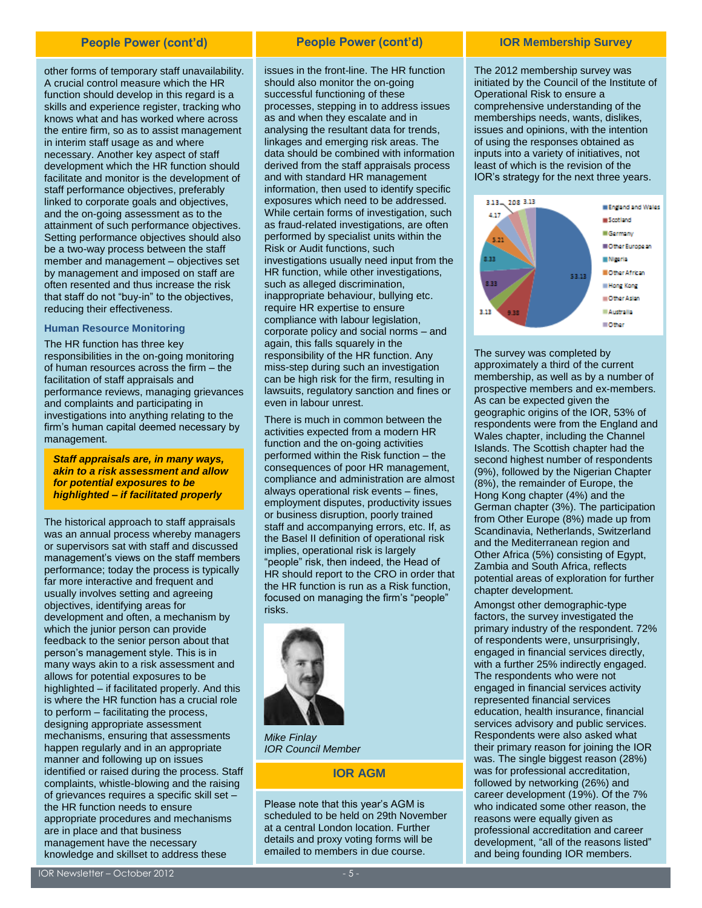## People Power (cont'd)

other forms of temporary staff unavailability. A crucial control measure which the HR function should develop in this regard is a skills and experience register, tracking who knows what and has worked where across the entire firm, so as to assist management in interim staff usage as and where necessary. Another key aspect of staff development which the HR function should facilitate and monitor is the development of staff performance objectives, preferably linked to corporate goals and objectives, and the on-going assessment as to the attainment of such performance objectives. Setting performance objectives should also be a two-way process between the staff member and management – objectives set by management and imposed on staff are often resented and thus increase the risk that staff do not "buy-in" to the objectives, reducing their effectiveness.

### Human Resource Monitoring

The HR function has three key responsibilities in the on-going monitoring of human resources across the firm – the facilitation of staff appraisals and performance reviews, managing grievances and complaints and participating in investigations into anything relating to the firm's human capital deemed necessary by management.

***Staff appraisals are, in many ways, akin to a risk assessment and allow for potential exposures to be highlighted – if facilitated properly***

The historical approach to staff appraisals was an annual process whereby managers or supervisors sat with staff and discussed management's views on the staff members performance; today the process is typically far more interactive and frequent and usually involves setting and agreeing objectives, identifying areas for development and often, a mechanism by which the junior person can provide feedback to the senior person about that person's management style. This is in many ways akin to a risk assessment and allows for potential exposures to be highlighted – if facilitated properly. And this is where the HR function has a crucial role to perform – facilitating the process, designing appropriate assessment mechanisms, ensuring that assessments happen regularly and in an appropriate manner and following up on issues identified or raised during the process. Staff complaints, whistle-blowing and the raising of grievances requires a specific skill set – the HR function needs to ensure appropriate procedures and mechanisms are in place and that business management have the necessary knowledge and skillset to address these issues in the front-line. The HR function should also monitor the on-going successful functioning of these processes, stepping in to address issues as and when they escalate and in analysing the resultant data for trends, linkages and emerging risk areas. The data should be combined with information derived from the staff appraisals process and with standard HR management information, then used to identify specific exposures which need to be addressed. While certain forms of investigation, such as fraud-related investigations, are often performed by specialist units within the Risk or Audit functions, such investigations usually need input from the HR function, while other investigations, such as alleged discrimination, inappropriate behaviour, bullying etc. require HR expertise to ensure compliance with labour legislation, corporate policy and social norms – and again, this falls squarely in the responsibility of the HR function. Any miss-step during such an investigation can be high risk for the firm, resulting in lawsuits, regulatory sanction and fines or even in labour unrest.

There is much in common between the activities expected from a modern HR function and the on-going activities performed within the Risk function – the consequences of poor HR management, compliance and administration are almost always operational risk events – fines, employment disputes, productivity issues or business disruption, poorly trained staff and accompanying errors, etc. If, as the Basel II definition of operational risk implies, operational risk is largely "people" risk, then indeed, the Head of HR should report to the CRO in order that the HR function is run as a Risk function, focused on managing the firm's "people" risks.

*Mike Finlay*
*IOR Council Member*

## IOR AGM

Please note that this year's AGM is scheduled to be held on 29th November at a central London location. Further details and proxy voting forms will be emailed to members in due course.

## IOR Membership Survey

The 2012 membership survey was initiated by the Council of the Institute of Operational Risk to ensure a comprehensive understanding of the memberships needs, wants, dislikes, issues and opinions, with the intention of using the responses obtained as inputs into a variety of initiatives, not least of which is the revision of the IOR's strategy for the next three years.

| Region | % |
|---|---|
| England and Wales | 53.13 |
| Scotland | 9.38 |
| Germany | 3.13 |
| Other European | 8.33 |
| Nigeria | 8.33 |
| Other African | 5.21 |
| Hong Kong | 4.17 |
| Other Asian | 3.13 |
| Australia | 2.08 |
| Other | 3.13 |

The survey was completed by approximately a third of the current membership, as well as by a number of prospective members and ex-members. As can be expected given the geographic origins of the IOR, 53% of respondents were from the England and Wales chapter, including the Channel Islands. The Scottish chapter had the second highest number of respondents (9%), followed by the Nigerian Chapter (8%), the remainder of Europe, the Hong Kong chapter (4%) and the German chapter (3%). The participation from Other Europe (8%) made up from Scandinavia, Netherlands, Switzerland and the Mediterranean region and Other Africa (5%) consisting of Egypt, Zambia and South Africa, reflects potential areas of exploration for further chapter development.

Amongst other demographic-type factors, the survey investigated the primary industry of the respondent. 72% of respondents were, unsurprisingly, engaged in financial services directly, with a further 25% indirectly engaged. The respondents who were not engaged in financial services activity represented financial services education, health insurance, financial services advisory and public services. Respondents were also asked what their primary reason for joining the IOR was. The single biggest reason (28%) was for professional accreditation, followed by networking (26%) and career development (19%). Of the 7% who indicated some other reason, the reasons were equally given as professional accreditation and career development, "all of the reasons listed" and being founding IOR members.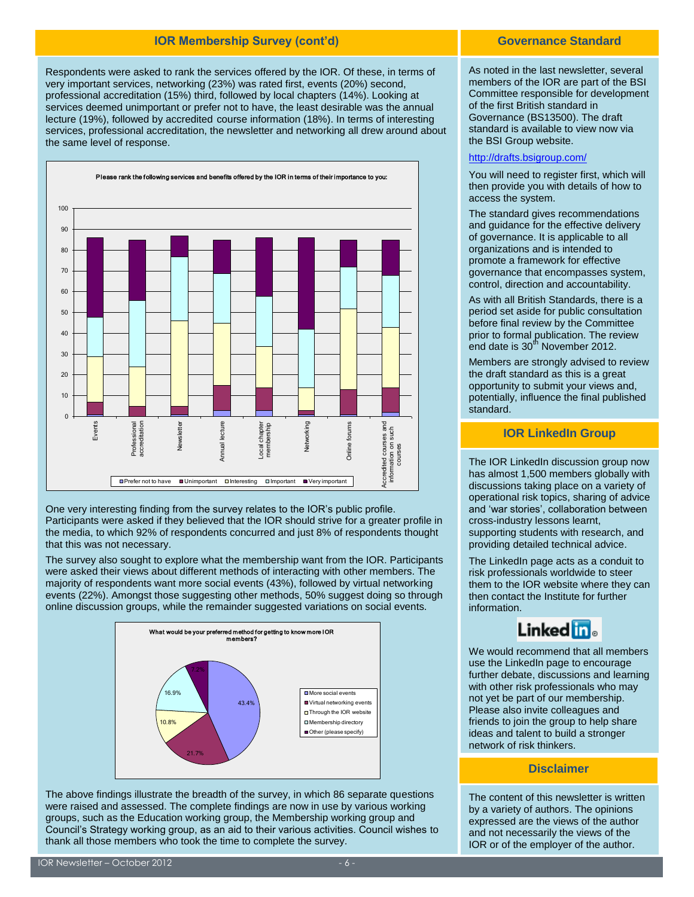## IOR Membership Survey (cont'd)

Respondents were asked to rank the services offered by the IOR. Of these, in terms of very important services, networking (23%) was rated first, events (20%) second, professional accreditation (15%) third, followed by local chapters (14%). Looking at services deemed unimportant or prefer not to have, the least desirable was the annual lecture (19%), followed by accredited course information (18%). In terms of interesting services, professional accreditation, the newsletter and networking all drew around about the same level of response.

Please rank the following services and benefits offered by the IOR in terms of their importance to you:

100
90
80
70
60
50
40
30
20
10
0

Events
Professional accreditation
Newsletter
Annual lecture
Local chapter membership
Networking
Online forums
Accredited courses and information on such courses

Prefer not to have
Unimportant
Interesting
Important
Very important

One very interesting finding from the survey relates to the IOR's public profile. Participants were asked if they believed that the IOR should strive for a greater profile in the media, to which 92% of respondents concurred and just 8% of respondents thought that this was not necessary.

The survey also sought to explore what the membership want from the IOR. Participants were asked their views about different methods of interacting with other members. The majority of respondents want more social events (43%), followed by virtual networking events (22%). Amongst those suggesting other methods, 50% suggest doing so through online discussion groups, while the remainder suggested variations on social events.

What would be your preferred method for getting to know more IOR members?

43.4%
21.7%
10.8%
16.9%
7.2%

More social events
Virtual networking events
Through the IOR website
Membership directory
Other (please specify)

The above findings illustrate the breadth of the survey, in which 86 separate questions were raised and assessed. The complete findings are now in use by various working groups, such as the Education working group, the Membership working group and Council's Strategy working group, as an aid to their various activities. Council wishes to thank all those members who took the time to complete the survey.

## Governance Standard

As noted in the last newsletter, several members of the IOR are part of the BSI Committee responsible for development of the first British standard in Governance (BS13500). The draft standard is available to view now via the BSI Group website.

http://drafts.bsigroup.com/

You will need to register first, which will then provide you with details of how to access the system.

The standard gives recommendations and guidance for the effective delivery of governance. It is applicable to all organizations and is intended to promote a framework for effective governance that encompasses system, control, direction and accountability.

As with all British Standards, there is a period set aside for public consultation before final review by the Committee prior to formal publication. The review end date is 30th November 2012.

Members are strongly advised to review the draft standard as this is a great opportunity to submit your views and, potentially, influence the final published standard.

## IOR LinkedIn Group

The IOR LinkedIn discussion group now has almost 1,500 members globally with discussions taking place on a variety of operational risk topics, sharing of advice and 'war stories', collaboration between cross-industry lessons learnt, supporting students with research, and providing detailed technical advice.

The LinkedIn page acts as a conduit to risk professionals worldwide to steer them to the IOR website where they can then contact the Institute for further information.

LinkedIn

We would recommend that all members use the LinkedIn page to encourage further debate, discussions and learning with other risk professionals who may not yet be part of our membership. Please also invite colleagues and friends to join the group to help share ideas and talent to build a stronger network of risk thinkers.

## Disclaimer

The content of this newsletter is written by a variety of authors. The opinions expressed are the views of the author and not necessarily the views of the IOR or of the employer of the author.